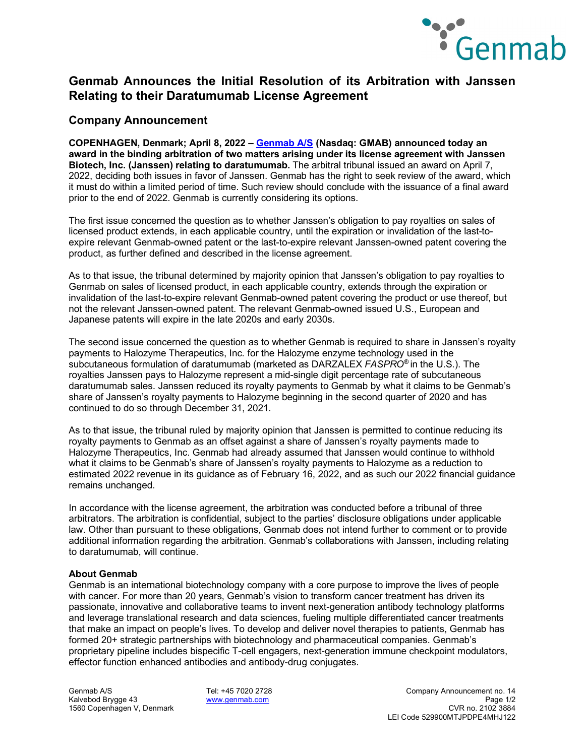# Genmab Announces the Initial Resolution of its Arbitration with Janssen Relating to their Daratumumab License Agreement

## Company Announcement

**COPENHAGEN, Denmark; April 8, 2022 – [Genmab A/S](https://www.genmab.com) (Nasdaq: GMAB) announced today an award in the binding arbitration of two matters arising under its license agreement with Janssen Biotech, Inc. (Janssen) relating to daratumumab.** The arbitral tribunal issued an award on April 7, 2022, deciding both issues in favor of Janssen. Genmab has the right to seek review of the award, which it must do within a limited period of time. Such review should conclude with the issuance of a final award prior to the end of 2022. Genmab is currently considering its options.

The first issue concerned the question as to whether Janssen's obligation to pay royalties on sales of licensed product extends, in each applicable country, until the expiration or invalidation of the last-to-expire relevant Genmab-owned patent or the last-to-expire relevant Janssen-owned patent covering the product, as further defined and described in the license agreement.

As to that issue, the tribunal determined by majority opinion that Janssen's obligation to pay royalties to Genmab on sales of licensed product, in each applicable country, extends through the expiration or invalidation of the last-to-expire relevant Genmab-owned patent covering the product or use thereof, but not the relevant Janssen-owned patent. The relevant Genmab-owned issued U.S., European and Japanese patents will expire in the late 2020s and early 2030s.

The second issue concerned the question as to whether Genmab is required to share in Janssen's royalty payments to Halozyme Therapeutics, Inc. for the Halozyme enzyme technology used in the subcutaneous formulation of daratumumab (marketed as DARZALEX *FASPRO*® in the U.S.). The royalties Janssen pays to Halozyme represent a mid-single digit percentage rate of subcutaneous daratumumab sales. Janssen reduced its royalty payments to Genmab by what it claims to be Genmab's share of Janssen's royalty payments to Halozyme beginning in the second quarter of 2020 and has continued to do so through December 31, 2021.

As to that issue, the tribunal ruled by majority opinion that Janssen is permitted to continue reducing its royalty payments to Genmab as an offset against a share of Janssen's royalty payments made to Halozyme Therapeutics, Inc. Genmab had already assumed that Janssen would continue to withhold what it claims to be Genmab's share of Janssen's royalty payments to Halozyme as a reduction to estimated 2022 revenue in its guidance as of February 16, 2022, and as such our 2022 financial guidance remains unchanged.

In accordance with the license agreement, the arbitration was conducted before a tribunal of three arbitrators. The arbitration is confidential, subject to the parties' disclosure obligations under applicable law. Other than pursuant to these obligations, Genmab does not intend further to comment or to provide additional information regarding the arbitration. Genmab's collaborations with Janssen, including relating to daratumumab, will continue.

**About Genmab**

Genmab is an international biotechnology company with a core purpose to improve the lives of people with cancer. For more than 20 years, Genmab's vision to transform cancer treatment has driven its passionate, innovative and collaborative teams to invent next-generation antibody technology platforms and leverage translational research and data sciences, fueling multiple differentiated cancer treatments that make an impact on people's lives. To develop and deliver novel therapies to patients, Genmab has formed 20+ strategic partnerships with biotechnology and pharmaceutical companies. Genmab's proprietary pipeline includes bispecific T-cell engagers, next-generation immune checkpoint modulators, effector function enhanced antibodies and antibody-drug conjugates.

Genmab A/S
Kalvebod Brygge 43
1560 Copenhagen V, Denmark

Tel: +45 7020 2728
[www.genmab.com](https://www.genmab.com)

Company Announcement no. 14
CVR no. 2102 3884
LEI Code 529900MTJPDPE4MHJ122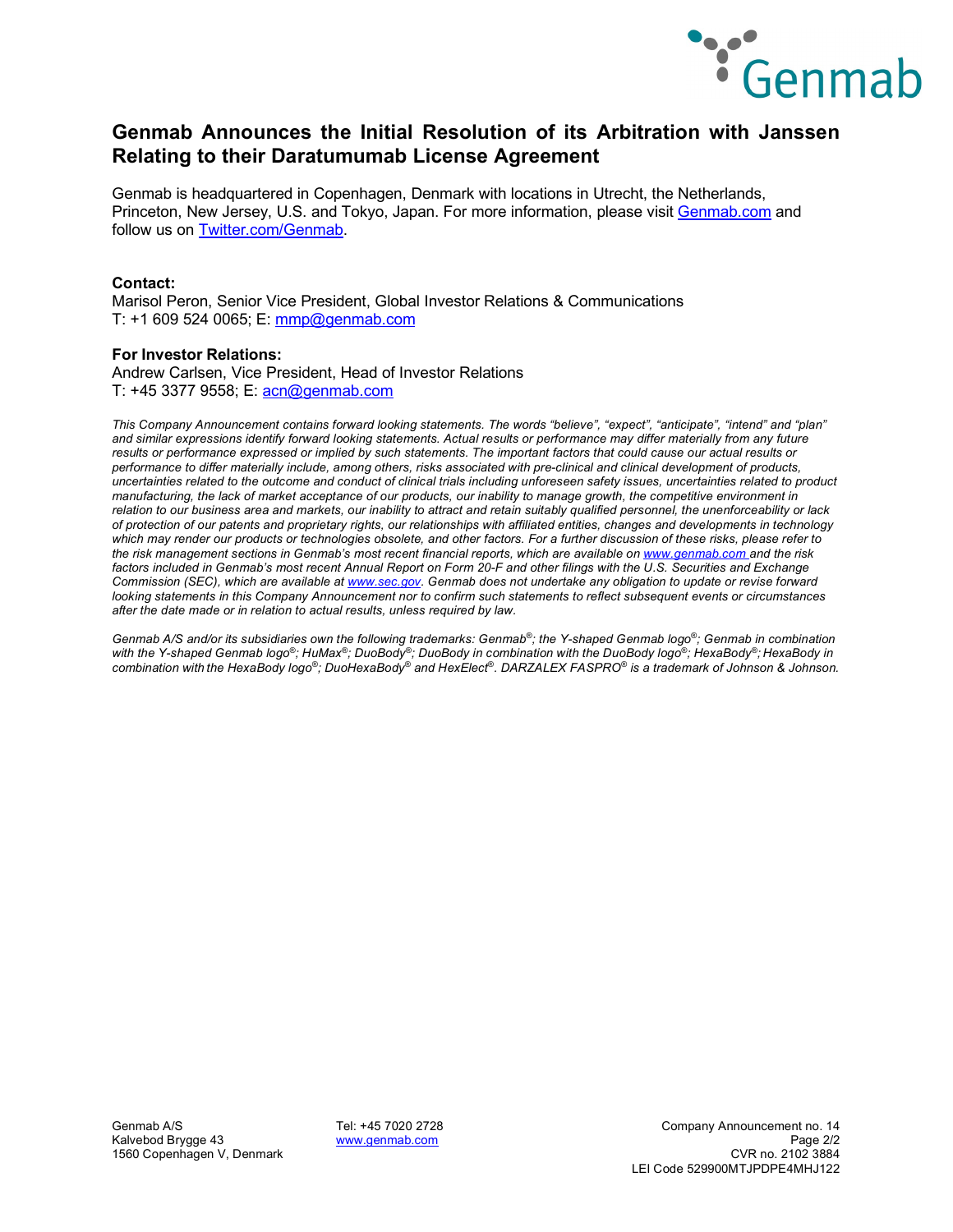# Genmab Announces the Initial Resolution of its Arbitration with Janssen Relating to their Daratumumab License Agreement

Genmab is headquartered in Copenhagen, Denmark with locations in Utrecht, the Netherlands, Princeton, New Jersey, U.S. and Tokyo, Japan. For more information, please visit [Genmab.com](http://Genmab.com) and follow us on [Twitter.com/Genmab](http://Twitter.com/Genmab).

**Contact:**
Marisol Peron, Senior Vice President, Global Investor Relations & Communications
T: +1 609 524 0065; E: [mmp@genmab.com](mailto:mmp@genmab.com)

**For Investor Relations:**
Andrew Carlsen, Vice President, Head of Investor Relations
T: +45 3377 9558; E: [acn@genmab.com](mailto:acn@genmab.com)

*This Company Announcement contains forward looking statements. The words "believe", "expect", "anticipate", "intend" and "plan" and similar expressions identify forward looking statements. Actual results or performance may differ materially from any future results or performance expressed or implied by such statements. The important factors that could cause our actual results or performance to differ materially include, among others, risks associated with pre-clinical and clinical development of products, uncertainties related to the outcome and conduct of clinical trials including unforeseen safety issues, uncertainties related to product manufacturing, the lack of market acceptance of our products, our inability to manage growth, the competitive environment in relation to our business area and markets, our inability to attract and retain suitably qualified personnel, the unenforceability or lack of protection of our patents and proprietary rights, our relationships with affiliated entities, changes and developments in technology which may render our products or technologies obsolete, and other factors. For a further discussion of these risks, please refer to the risk management sections in Genmab's most recent financial reports, which are available on [www.genmab.com](http://www.genmab.com) and the risk factors included in Genmab's most recent Annual Report on Form 20-F and other filings with the U.S. Securities and Exchange Commission (SEC), which are available at [www.sec.gov](http://www.sec.gov). Genmab does not undertake any obligation to update or revise forward looking statements in this Company Announcement nor to confirm such statements to reflect subsequent events or circumstances after the date made or in relation to actual results, unless required by law.*

*Genmab A/S and/or its subsidiaries own the following trademarks: Genmab®; the Y-shaped Genmab logo®; Genmab in combination with the Y-shaped Genmab logo®; HuMax®; DuoBody®; DuoBody in combination with the DuoBody logo®; HexaBody®; HexaBody in combination with the HexaBody logo®; DuoHexaBody® and HexElect®. DARZALEX FASPRO® is a trademark of Johnson & Johnson.*

Genmab A/S
Kalvebod Brygge 43
1560 Copenhagen V, Denmark

Tel: +45 7020 2728
[www.genmab.com](http://www.genmab.com)

Company Announcement no. 14
CVR no. 2102 3884
LEI Code 529900MTJPDPE4MHJ122